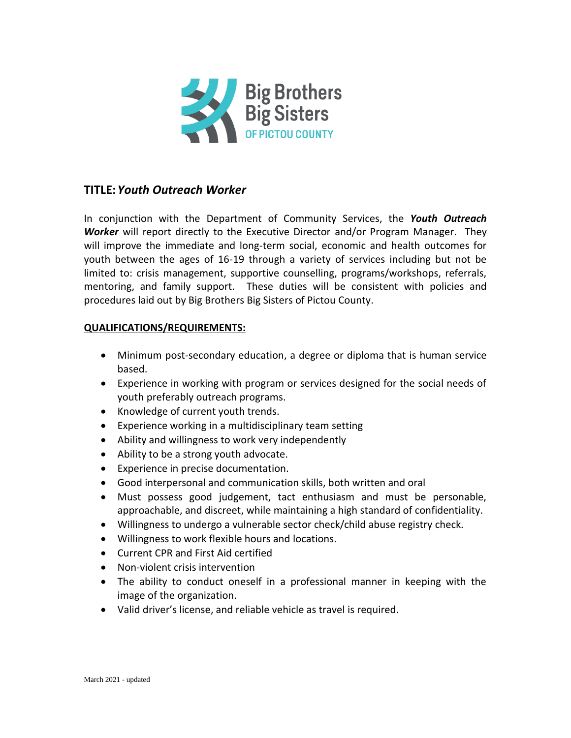Big Brothers Big Sisters OF PICTOU COUNTY

## TITLE: *Youth Outreach Worker*

In conjunction with the Department of Community Services, the ***Youth Outreach Worker*** will report directly to the Executive Director and/or Program Manager. They will improve the immediate and long-term social, economic and health outcomes for youth between the ages of 16-19 through a variety of services including but not be limited to: crisis management, supportive counselling, programs/workshops, referrals, mentoring, and family support. These duties will be consistent with policies and procedures laid out by Big Brothers Big Sisters of Pictou County.

### QUALIFICATIONS/REQUIREMENTS:

- Minimum post-secondary education, a degree or diploma that is human service based.
- Experience in working with program or services designed for the social needs of youth preferably outreach programs.
- Knowledge of current youth trends.
- Experience working in a multidisciplinary team setting
- Ability and willingness to work very independently
- Ability to be a strong youth advocate.
- Experience in precise documentation.
- Good interpersonal and communication skills, both written and oral
- Must possess good judgement, tact enthusiasm and must be personable, approachable, and discreet, while maintaining a high standard of confidentiality.
- Willingness to undergo a vulnerable sector check/child abuse registry check.
- Willingness to work flexible hours and locations.
- Current CPR and First Aid certified
- Non-violent crisis intervention
- The ability to conduct oneself in a professional manner in keeping with the image of the organization.
- Valid driver's license, and reliable vehicle as travel is required.

March 2021 - updated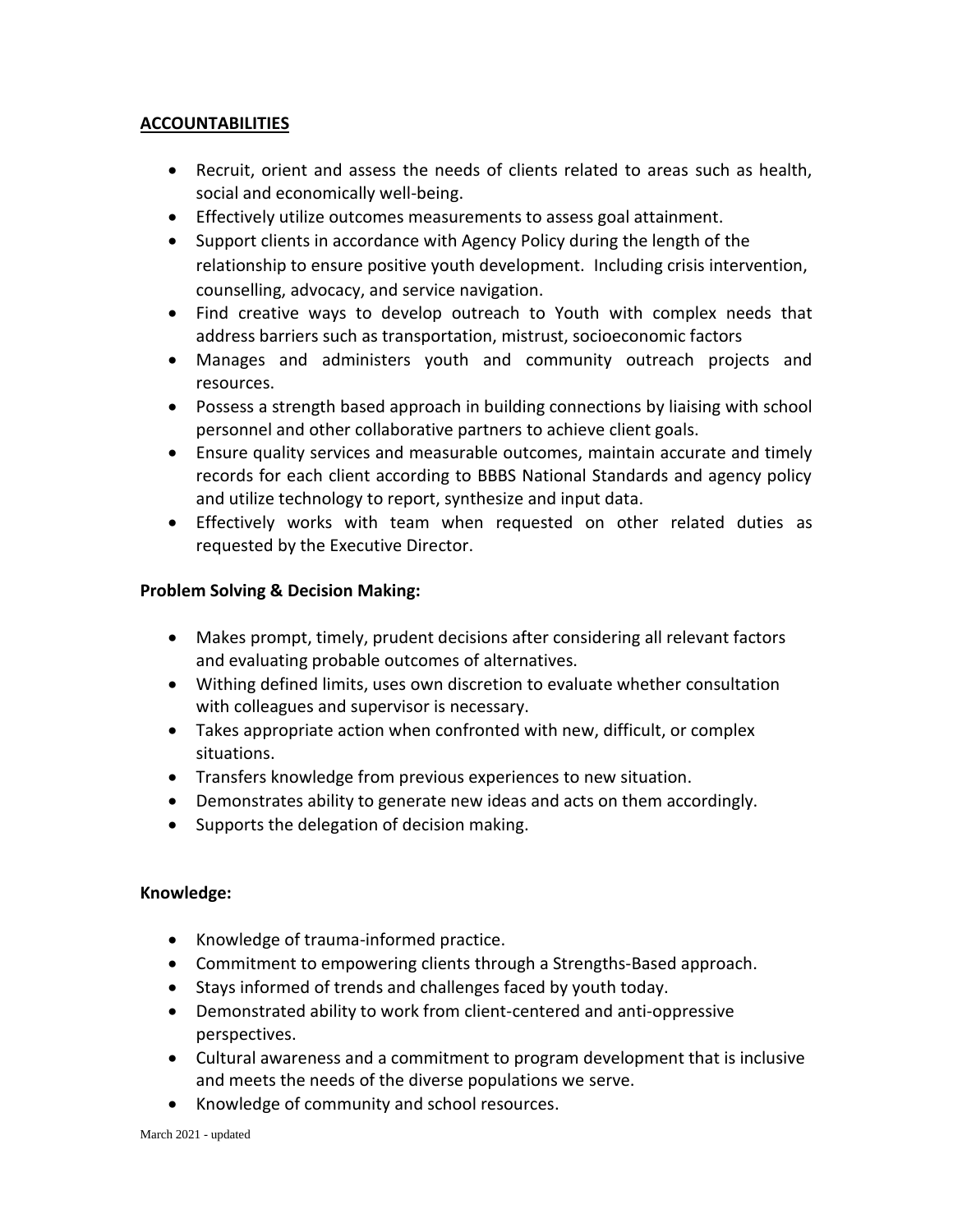## **ACCOUNTABILITIES**

- Recruit, orient and assess the needs of clients related to areas such as health, social and economically well-being.
- Effectively utilize outcomes measurements to assess goal attainment.
- Support clients in accordance with Agency Policy during the length of the relationship to ensure positive youth development. Including crisis intervention, counselling, advocacy, and service navigation.
- Find creative ways to develop outreach to Youth with complex needs that address barriers such as transportation, mistrust, socioeconomic factors
- Manages and administers youth and community outreach projects and resources.
- Possess a strength based approach in building connections by liaising with school personnel and other collaborative partners to achieve client goals.
- Ensure quality services and measurable outcomes, maintain accurate and timely records for each client according to BBBS National Standards and agency policy and utilize technology to report, synthesize and input data.
- Effectively works with team when requested on other related duties as requested by the Executive Director.

### **Problem Solving & Decision Making:**

- Makes prompt, timely, prudent decisions after considering all relevant factors and evaluating probable outcomes of alternatives.
- Withing defined limits, uses own discretion to evaluate whether consultation with colleagues and supervisor is necessary.
- Takes appropriate action when confronted with new, difficult, or complex situations.
- Transfers knowledge from previous experiences to new situation.
- Demonstrates ability to generate new ideas and acts on them accordingly.
- Supports the delegation of decision making.

### **Knowledge:**

- Knowledge of trauma-informed practice.
- Commitment to empowering clients through a Strengths-Based approach.
- Stays informed of trends and challenges faced by youth today.
- Demonstrated ability to work from client-centered and anti-oppressive perspectives.
- Cultural awareness and a commitment to program development that is inclusive and meets the needs of the diverse populations we serve.
- Knowledge of community and school resources.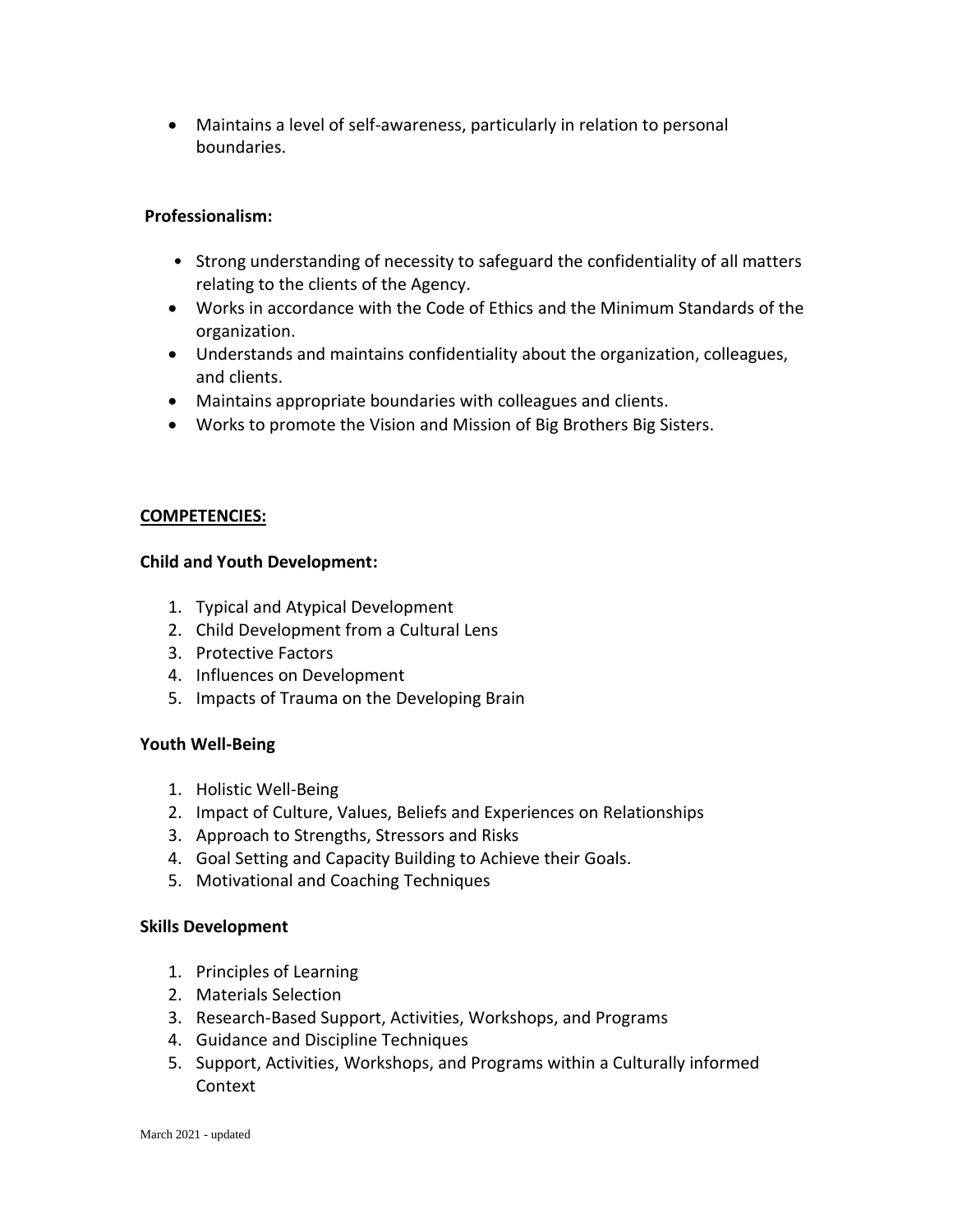- Maintains a level of self-awareness, particularly in relation to personal boundaries.

**Professionalism:**

- Strong understanding of necessity to safeguard the confidentiality of all matters relating to the clients of the Agency.
- Works in accordance with the Code of Ethics and the Minimum Standards of the organization.
- Understands and maintains confidentiality about the organization, colleagues, and clients.
- Maintains appropriate boundaries with colleagues and clients.
- Works to promote the Vision and Mission of Big Brothers Big Sisters.

**COMPETENCIES:**

**Child and Youth Development:**

1. Typical and Atypical Development
2. Child Development from a Cultural Lens
3. Protective Factors
4. Influences on Development
5. Impacts of Trauma on the Developing Brain

**Youth Well-Being**

1. Holistic Well-Being
2. Impact of Culture, Values, Beliefs and Experiences on Relationships
3. Approach to Strengths, Stressors and Risks
4. Goal Setting and Capacity Building to Achieve their Goals.
5. Motivational and Coaching Techniques

**Skills Development**

1. Principles of Learning
2. Materials Selection
3. Research-Based Support, Activities, Workshops, and Programs
4. Guidance and Discipline Techniques
5. Support, Activities, Workshops, and Programs within a Culturally informed Context

March 2021 - updated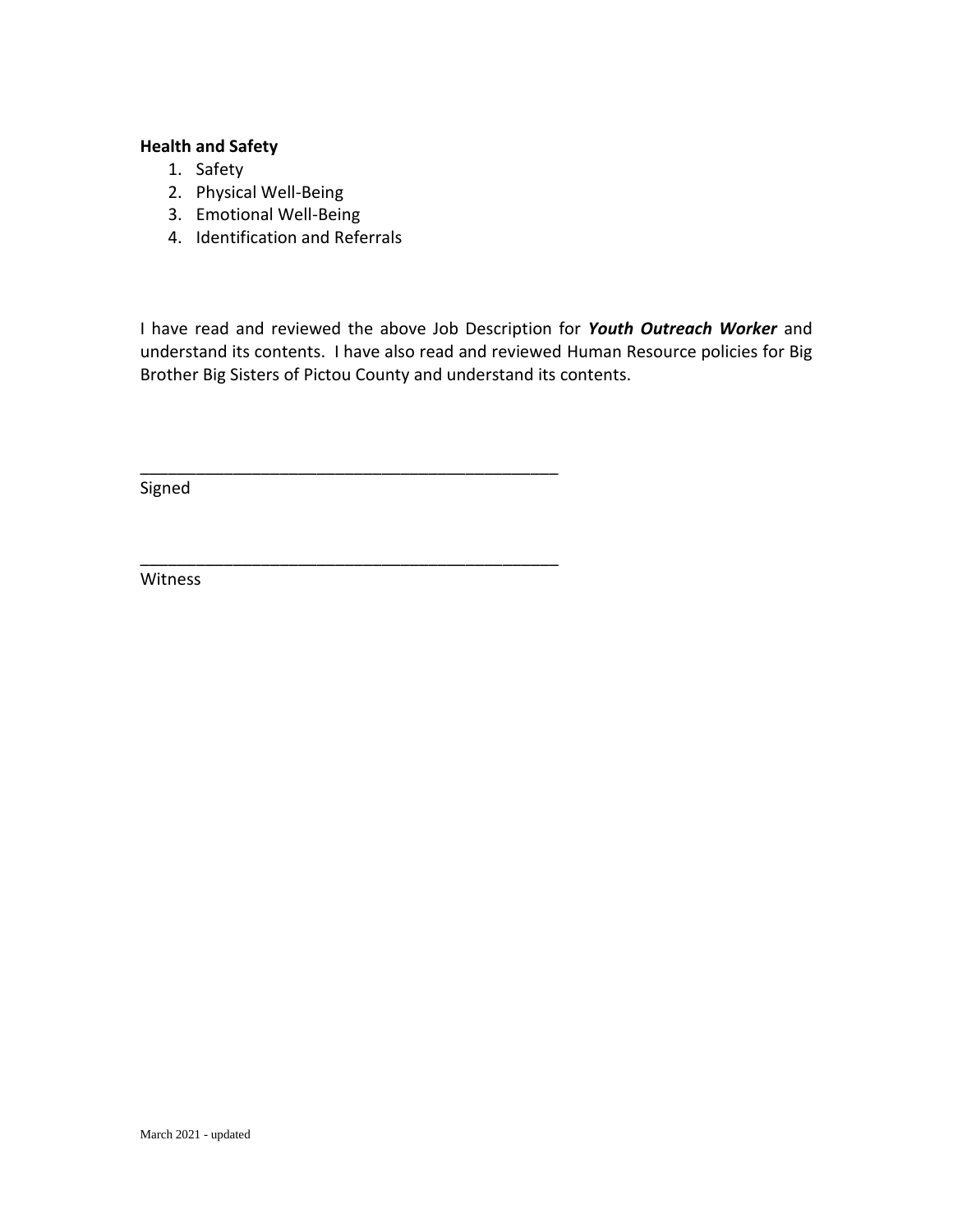**Health and Safety**

1. Safety
2. Physical Well-Being
3. Emotional Well-Being
4. Identification and Referrals

I have read and reviewed the above Job Description for ***Youth Outreach Worker*** and understand its contents. I have also read and reviewed Human Resource policies for Big Brother Big Sisters of Pictou County and understand its contents.

_______________________________________________
Signed

_______________________________________________
Witness

March 2021 - updated